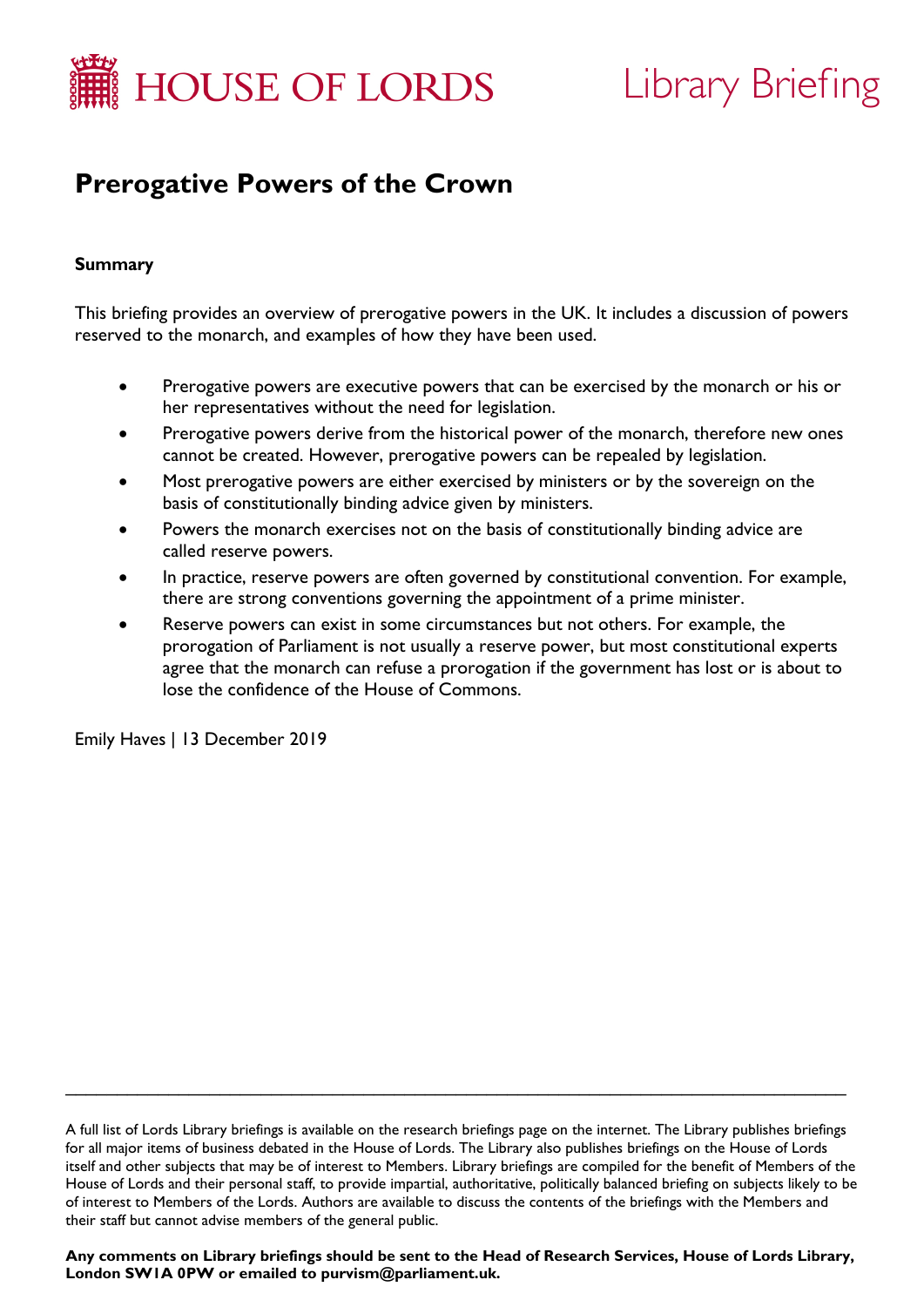HOUSE OF LORDS

Library Briefing

# Prerogative Powers of the Crown

**Summary**

This briefing provides an overview of prerogative powers in the UK. It includes a discussion of powers reserved to the monarch, and examples of how they have been used.

- Prerogative powers are executive powers that can be exercised by the monarch or his or her representatives without the need for legislation.
- Prerogative powers derive from the historical power of the monarch, therefore new ones cannot be created. However, prerogative powers can be repealed by legislation.
- Most prerogative powers are either exercised by ministers or by the sovereign on the basis of constitutionally binding advice given by ministers.
- Powers the monarch exercises not on the basis of constitutionally binding advice are called reserve powers.
- In practice, reserve powers are often governed by constitutional convention. For example, there are strong conventions governing the appointment of a prime minister.
- Reserve powers can exist in some circumstances but not others. For example, the prorogation of Parliament is not usually a reserve power, but most constitutional experts agree that the monarch can refuse a prorogation if the government has lost or is about to lose the confidence of the House of Commons.

Emily Haves | 13 December 2019

---

A full list of Lords Library briefings is available on the research briefings page on the internet. The Library publishes briefings for all major items of business debated in the House of Lords. The Library also publishes briefings on the House of Lords itself and other subjects that may be of interest to Members. Library briefings are compiled for the benefit of Members of the House of Lords and their personal staff, to provide impartial, authoritative, politically balanced briefing on subjects likely to be of interest to Members of the Lords. Authors are available to discuss the contents of the briefings with the Members and their staff but cannot advise members of the general public.

**Any comments on Library briefings should be sent to the Head of Research Services, House of Lords Library, London SW1A 0PW or emailed to purvism@parliament.uk.**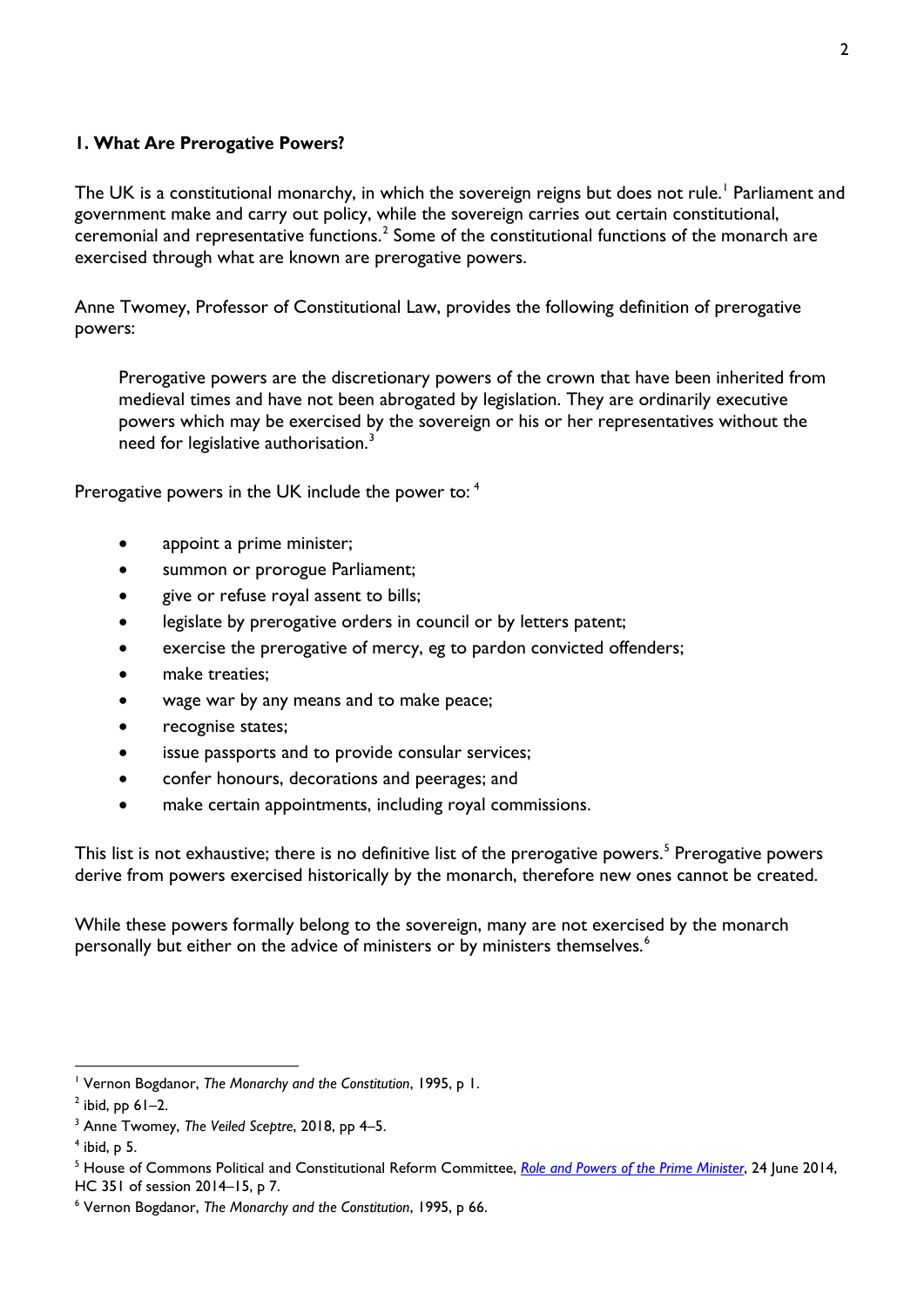## 1. What Are Prerogative Powers?

The UK is a constitutional monarchy, in which the sovereign reigns but does not rule.[1] Parliament and government make and carry out policy, while the sovereign carries out certain constitutional, ceremonial and representative functions.[2] Some of the constitutional functions of the monarch are exercised through what are known are prerogative powers.

Anne Twomey, Professor of Constitutional Law, provides the following definition of prerogative powers:

> Prerogative powers are the discretionary powers of the crown that have been inherited from medieval times and have not been abrogated by legislation. They are ordinarily executive powers which may be exercised by the sovereign or his or her representatives without the need for legislative authorisation.[3]

Prerogative powers in the UK include the power to: [4]

- appoint a prime minister;
- summon or prorogue Parliament;
- give or refuse royal assent to bills;
- legislate by prerogative orders in council or by letters patent;
- exercise the prerogative of mercy, eg to pardon convicted offenders;
- make treaties;
- wage war by any means and to make peace;
- recognise states;
- issue passports and to provide consular services;
- confer honours, decorations and peerages; and
- make certain appointments, including royal commissions.

This list is not exhaustive; there is no definitive list of the prerogative powers.[5] Prerogative powers derive from powers exercised historically by the monarch, therefore new ones cannot be created.

While these powers formally belong to the sovereign, many are not exercised by the monarch personally but either on the advice of ministers or by ministers themselves.[6]

---

[1] Vernon Bogdanor, *The Monarchy and the Constitution*, 1995, p 1.

[2] ibid, pp 61–2.

[3] Anne Twomey, *The Veiled Sceptre*, 2018, pp 4–5.

[4] ibid, p 5.

[5] House of Commons Political and Constitutional Reform Committee, *Role and Powers of the Prime Minister*, 24 June 2014, HC 351 of session 2014–15, p 7.

[6] Vernon Bogdanor, *The Monarchy and the Constitution*, 1995, p 66.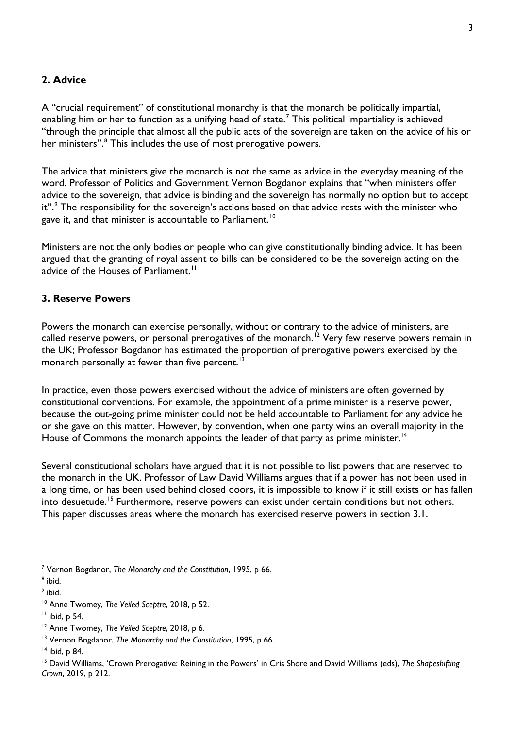## 2. Advice

A "crucial requirement" of constitutional monarchy is that the monarch be politically impartial, enabling him or her to function as a unifying head of state.[7] This political impartiality is achieved "through the principle that almost all the public acts of the sovereign are taken on the advice of his or her ministers".[8] This includes the use of most prerogative powers.

The advice that ministers give the monarch is not the same as advice in the everyday meaning of the word. Professor of Politics and Government Vernon Bogdanor explains that "when ministers offer advice to the sovereign, that advice is binding and the sovereign has normally no option but to accept it".[9] The responsibility for the sovereign's actions based on that advice rests with the minister who gave it, and that minister is accountable to Parliament.[10]

Ministers are not the only bodies or people who can give constitutionally binding advice. It has been argued that the granting of royal assent to bills can be considered to be the sovereign acting on the advice of the Houses of Parliament.[11]

## 3. Reserve Powers

Powers the monarch can exercise personally, without or contrary to the advice of ministers, are called reserve powers, or personal prerogatives of the monarch.[12] Very few reserve powers remain in the UK; Professor Bogdanor has estimated the proportion of prerogative powers exercised by the monarch personally at fewer than five percent.[13]

In practice, even those powers exercised without the advice of ministers are often governed by constitutional conventions. For example, the appointment of a prime minister is a reserve power, because the out-going prime minister could not be held accountable to Parliament for any advice he or she gave on this matter. However, by convention, when one party wins an overall majority in the House of Commons the monarch appoints the leader of that party as prime minister.[14]

Several constitutional scholars have argued that it is not possible to list powers that are reserved to the monarch in the UK. Professor of Law David Williams argues that if a power has not been used in a long time, or has been used behind closed doors, it is impossible to know if it still exists or has fallen into desuetude.[15] Furthermore, reserve powers can exist under certain conditions but not others. This paper discusses areas where the monarch has exercised reserve powers in section 3.1.

---

[7] Vernon Bogdanor, *The Monarchy and the Constitution*, 1995, p 66.

[8] ibid.

[9] ibid.

[10] Anne Twomey, *The Veiled Sceptre*, 2018, p 52.

[11] ibid, p 54.

[12] Anne Twomey, *The Veiled Sceptre*, 2018, p 6.

[13] Vernon Bogdanor, *The Monarchy and the Constitution*, 1995, p 66.

[14] ibid, p 84.

[15] David Williams, 'Crown Prerogative: Reining in the Powers' in Cris Shore and David Williams (eds), *The Shapeshifting Crown*, 2019, p 212.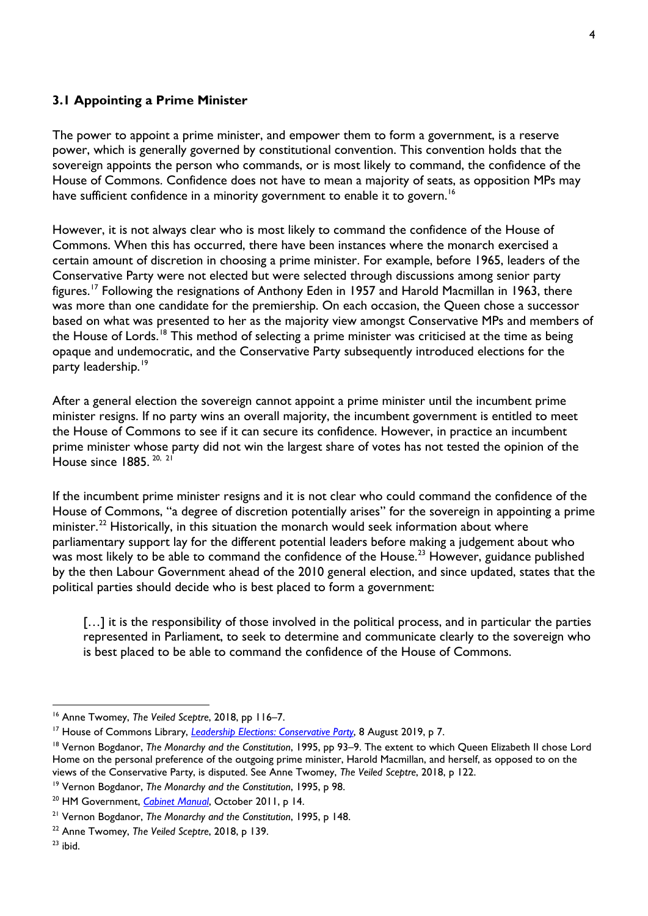### 3.1 Appointing a Prime Minister

The power to appoint a prime minister, and empower them to form a government, is a reserve power, which is generally governed by constitutional convention. This convention holds that the sovereign appoints the person who commands, or is most likely to command, the confidence of the House of Commons. Confidence does not have to mean a majority of seats, as opposition MPs may have sufficient confidence in a minority government to enable it to govern.[16]

However, it is not always clear who is most likely to command the confidence of the House of Commons. When this has occurred, there have been instances where the monarch exercised a certain amount of discretion in choosing a prime minister. For example, before 1965, leaders of the Conservative Party were not elected but were selected through discussions among senior party figures.[17] Following the resignations of Anthony Eden in 1957 and Harold Macmillan in 1963, there was more than one candidate for the premiership. On each occasion, the Queen chose a successor based on what was presented to her as the majority view amongst Conservative MPs and members of the House of Lords.[18] This method of selecting a prime minister was criticised at the time as being opaque and undemocratic, and the Conservative Party subsequently introduced elections for the party leadership.[19]

After a general election the sovereign cannot appoint a prime minister until the incumbent prime minister resigns. If no party wins an overall majority, the incumbent government is entitled to meet the House of Commons to see if it can secure its confidence. However, in practice an incumbent prime minister whose party did not win the largest share of votes has not tested the opinion of the House since 1885.[20, 21]

If the incumbent prime minister resigns and it is not clear who could command the confidence of the House of Commons, "a degree of discretion potentially arises" for the sovereign in appointing a prime minister.[22] Historically, in this situation the monarch would seek information about where parliamentary support lay for the different potential leaders before making a judgement about who was most likely to be able to command the confidence of the House.[23] However, guidance published by the then Labour Government ahead of the 2010 general election, and since updated, states that the political parties should decide who is best placed to form a government:

> […] it is the responsibility of those involved in the political process, and in particular the parties represented in Parliament, to seek to determine and communicate clearly to the sovereign who is best placed to be able to command the confidence of the House of Commons.

---

[16] Anne Twomey, *The Veiled Sceptre*, 2018, pp 116–7.

[17] House of Commons Library, *Leadership Elections: Conservative Party*, 8 August 2019, p 7.

[18] Vernon Bogdanor, *The Monarchy and the Constitution*, 1995, pp 93–9. The extent to which Queen Elizabeth II chose Lord Home on the personal preference of the outgoing prime minister, Harold Macmillan, and herself, as opposed to on the views of the Conservative Party, is disputed. See Anne Twomey, *The Veiled Sceptre*, 2018, p 122.

[19] Vernon Bogdanor, *The Monarchy and the Constitution*, 1995, p 98.

[20] HM Government, *Cabinet Manual*, October 2011, p 14.

[21] Vernon Bogdanor, *The Monarchy and the Constitution*, 1995, p 148.

[22] Anne Twomey, *The Veiled Sceptre*, 2018, p 139.

[23] ibid.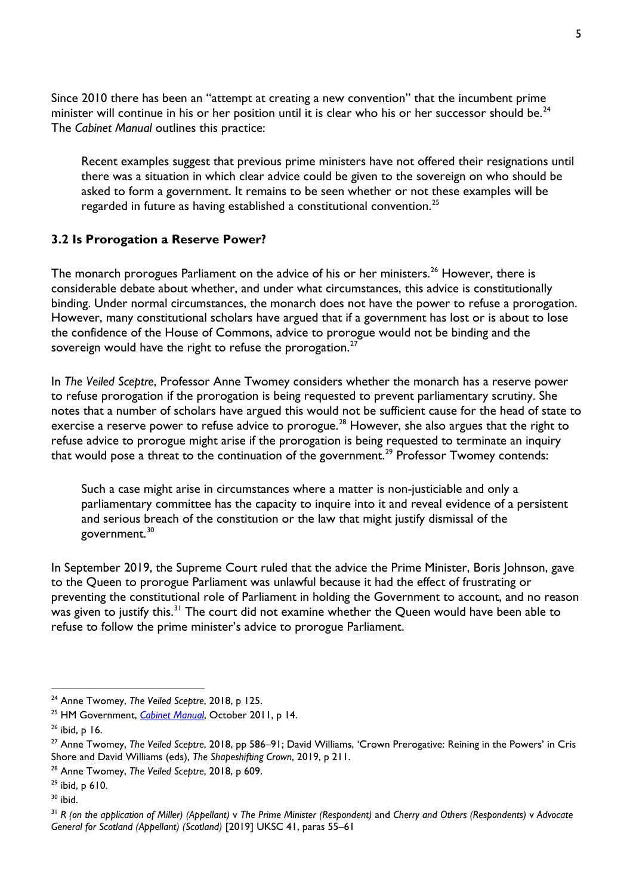Since 2010 there has been an "attempt at creating a new convention" that the incumbent prime minister will continue in his or her position until it is clear who his or her successor should be.[24] The *Cabinet Manual* outlines this practice:

> Recent examples suggest that previous prime ministers have not offered their resignations until there was a situation in which clear advice could be given to the sovereign on who should be asked to form a government. It remains to be seen whether or not these examples will be regarded in future as having established a constitutional convention.[25]

### 3.2 Is Prorogation a Reserve Power?

The monarch prorogues Parliament on the advice of his or her ministers.[26] However, there is considerable debate about whether, and under what circumstances, this advice is constitutionally binding. Under normal circumstances, the monarch does not have the power to refuse a prorogation. However, many constitutional scholars have argued that if a government has lost or is about to lose the confidence of the House of Commons, advice to prorogue would not be binding and the sovereign would have the right to refuse the prorogation.[27]

In *The Veiled Sceptre*, Professor Anne Twomey considers whether the monarch has a reserve power to refuse prorogation if the prorogation is being requested to prevent parliamentary scrutiny. She notes that a number of scholars have argued this would not be sufficient cause for the head of state to exercise a reserve power to refuse advice to prorogue.[28] However, she also argues that the right to refuse advice to prorogue might arise if the prorogation is being requested to terminate an inquiry that would pose a threat to the continuation of the government.[29] Professor Twomey contends:

> Such a case might arise in circumstances where a matter is non-justiciable and only a parliamentary committee has the capacity to inquire into it and reveal evidence of a persistent and serious breach of the constitution or the law that might justify dismissal of the government.[30]

In September 2019, the Supreme Court ruled that the advice the Prime Minister, Boris Johnson, gave to the Queen to prorogue Parliament was unlawful because it had the effect of frustrating or preventing the constitutional role of Parliament in holding the Government to account, and no reason was given to justify this.[31] The court did not examine whether the Queen would have been able to refuse to follow the prime minister's advice to prorogue Parliament.

---

[24] Anne Twomey, *The Veiled Sceptre*, 2018, p 125.

[25] HM Government, *Cabinet Manual*, October 2011, p 14.

[26] ibid, p 16.

[27] Anne Twomey, *The Veiled Sceptre*, 2018, pp 586–91; David Williams, 'Crown Prerogative: Reining in the Powers' in Cris Shore and David Williams (eds), *The Shapeshifting Crown*, 2019, p 211.

[28] Anne Twomey, *The Veiled Sceptre*, 2018, p 609.

[29] ibid, p 610.

[30] ibid.

[31] *R (on the application of Miller) (Appellant)* v *The Prime Minister (Respondent)* and *Cherry and Others (Respondents)* v *Advocate General for Scotland (Appellant) (Scotland)* [2019] UKSC 41, paras 55–61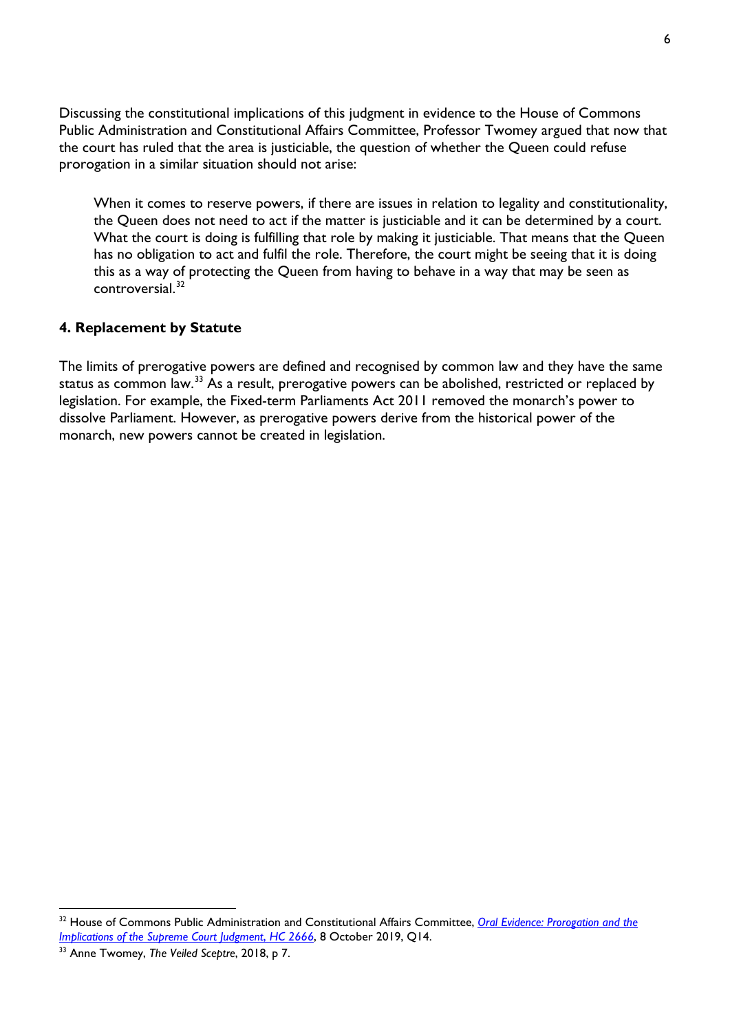Discussing the constitutional implications of this judgment in evidence to the House of Commons Public Administration and Constitutional Affairs Committee, Professor Twomey argued that now that the court has ruled that the area is justiciable, the question of whether the Queen could refuse prorogation in a similar situation should not arise:

> When it comes to reserve powers, if there are issues in relation to legality and constitutionality, the Queen does not need to act if the matter is justiciable and it can be determined by a court. What the court is doing is fulfilling that role by making it justiciable. That means that the Queen has no obligation to act and fulfil the role. Therefore, the court might be seeing that it is doing this as a way of protecting the Queen from having to behave in a way that may be seen as controversial.[32]

## 4. Replacement by Statute

The limits of prerogative powers are defined and recognised by common law and they have the same status as common law.[33] As a result, prerogative powers can be abolished, restricted or replaced by legislation. For example, the Fixed-term Parliaments Act 2011 removed the monarch's power to dissolve Parliament. However, as prerogative powers derive from the historical power of the monarch, new powers cannot be created in legislation.

---

[32] House of Commons Public Administration and Constitutional Affairs Committee, *Oral Evidence: Prorogation and the Implications of the Supreme Court Judgment, HC 2666*, 8 October 2019, Q14.

[33] Anne Twomey, *The Veiled Sceptre*, 2018, p 7.